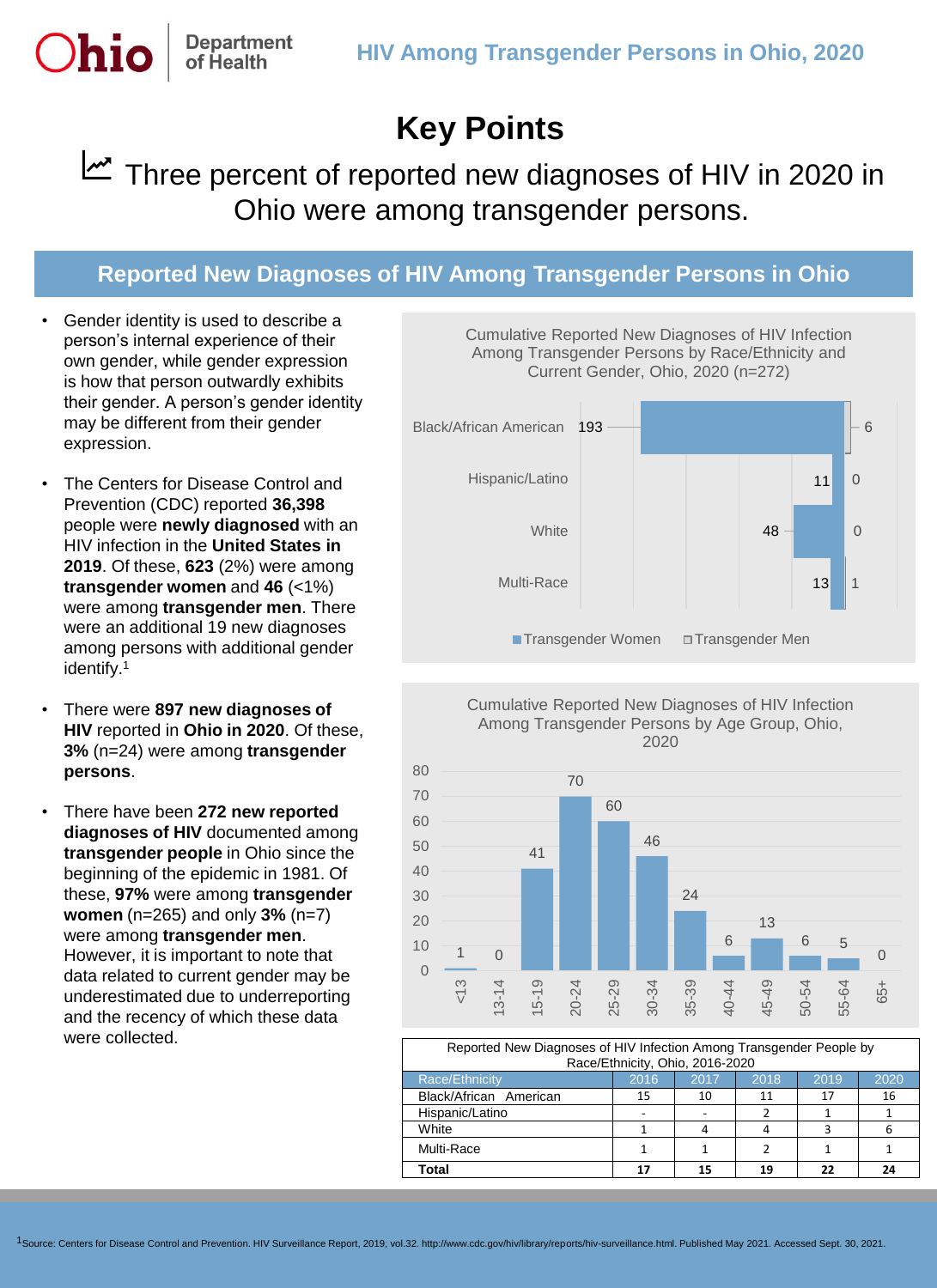# HIV Among Transgender Persons in Ohio, 2020

Ohio Department of Health

## Key Points

Three percent of reported new diagnoses of HIV in 2020 in Ohio were among transgender persons.

## Reported New Diagnoses of HIV Among Transgender Persons in Ohio

- Gender identity is used to describe a person's internal experience of their own gender, while gender expression is how that person outwardly exhibits their gender. A person's gender identity may be different from their gender expression.
- The Centers for Disease Control and Prevention (CDC) reported **36,398** people were **newly diagnosed** with an HIV infection in the **United States in 2019**. Of these, **623** (2%) were among **transgender women** and **46** (<1%) were among **transgender men**. There were an additional 19 new diagnoses among persons with additional gender identify.[1]
- There were **897 new diagnoses of HIV** reported in **Ohio in 2020**. Of these, **3%** (n=24) were among **transgender persons**.
- There have been **272 new reported diagnoses of HIV** documented among **transgender people** in Ohio since the beginning of the epidemic in 1981. Of these, **97%** were among **transgender women** (n=265) and only **3%** (n=7) were among **transgender men**. However, it is important to note that data related to current gender may be underestimated due to underreporting and the recency of which these data were collected.

Cumulative Reported New Diagnoses of HIV Infection Among Transgender Persons by Race/Ethnicity and Current Gender, Ohio, 2020 (n=272)

| Race/Ethnicity | Transgender Women | Transgender Men |
|---|---|---|
| Black/African American | 193 | 6 |
| Hispanic/Latino | 11 | 0 |
| White | 48 | 0 |
| Multi-Race | 13 | 1 |

Cumulative Reported New Diagnoses of HIV Infection Among Transgender Persons by Age Group, Ohio, 2020

| Age Group | <13 | 13-14 | 15-19 | 20-24 | 25-29 | 30-34 | 35-39 | 40-44 | 45-49 | 50-54 | 55-64 | 65+ |
|---|---|---|---|---|---|---|---|---|---|---|---|---|
| Diagnoses | 1 | 0 | 41 | 70 | 60 | 46 | 24 | 6 | 13 | 6 | 5 | 0 |

Reported New Diagnoses of HIV Infection Among Transgender People by Race/Ethnicity, Ohio, 2016-2020

| Race/Ethnicity | 2016 | 2017 | 2018 | 2019 | 2020 |
|---|---|---|---|---|---|
| Black/African American | 15 | 10 | 11 | 17 | 16 |
| Hispanic/Latino | - | - | 2 | 1 | 1 |
| White | 1 | 4 | 4 | 3 | 6 |
| Multi-Race | 1 | 1 | 2 | 1 | 1 |
| **Total** | **17** | **15** | **19** | **22** | **24** |

[1]Source: Centers for Disease Control and Prevention. HIV Surveillance Report, 2019; vol.32. http://www.cdc.gov/hiv/library/reports/hiv-surveillance.html. Published May 2021. Accessed Sept. 30, 2021.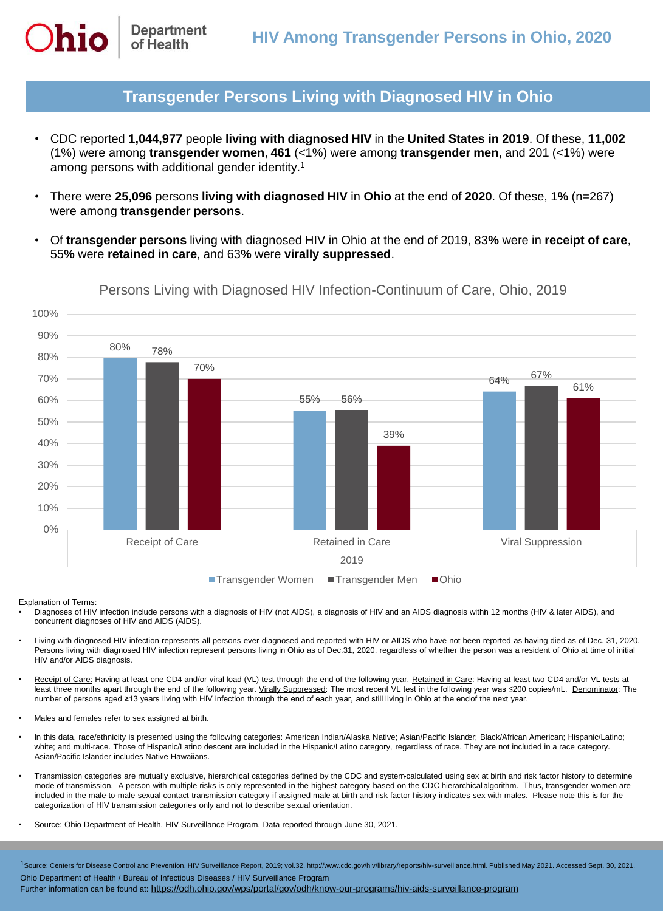# HIV Among Transgender Persons in Ohio, 2020

## Transgender Persons Living with Diagnosed HIV in Ohio

- CDC reported **1,044,977** people **living with diagnosed HIV** in the **United States in 2019**. Of these, **11,002** (1%) were among **transgender women**, **461** (<1%) were among **transgender men**, and 201 (<1%) were among persons with additional gender identity.[1]
- There were **25,096** persons **living with diagnosed HIV** in **Ohio** at the end of **2020**. Of these, 1**%** (n=267) were among **transgender persons**.
- Of **transgender persons** living with diagnosed HIV in Ohio at the end of 2019, 83**%** were in **receipt of care**, 55**%** were **retained in care**, and 63**%** were **virally suppressed**.

Persons Living with Diagnosed HIV Infection-Continuum of Care, Ohio, 2019

Receipt of Care: 80%, 78%, 70%
Retained in Care: 55%, 56%, 39%
Viral Suppression: 64%, 67%, 61%
2019
Transgender Women, Transgender Men, Ohio

Explanation of Terms:

- Diagnoses of HIV infection include persons with a diagnosis of HIV (not AIDS), a diagnosis of HIV and an AIDS diagnosis within 12 months (HIV & later AIDS), and concurrent diagnoses of HIV and AIDS (AIDS).
- Living with diagnosed HIV infection represents all persons ever diagnosed and reported with HIV or AIDS who have not been reported as having died as of Dec. 31, 2020. Persons living with diagnosed HIV infection represent persons living in Ohio as of Dec.31, 2020, regardless of whether the person was a resident of Ohio at time of initial HIV and/or AIDS diagnosis.
- Receipt of Care: Having at least one CD4 and/or viral load (VL) test through the end of the following year. Retained in Care: Having at least two CD4 and/or VL tests at least three months apart through the end of the following year. Virally Suppressed: The most recent VL test in the following year was ≤200 copies/mL. Denominator: The number of persons aged ≥13 years living with HIV infection through the end of each year, and still living in Ohio at the end of the next year.
- Males and females refer to sex assigned at birth.
- In this data, race/ethnicity is presented using the following categories: American Indian/Alaska Native; Asian/Pacific Islander; Black/African American; Hispanic/Latino; white; and multi-race. Those of Hispanic/Latino descent are included in the Hispanic/Latino category, regardless of race. They are not included in a race category. Asian/Pacific Islander includes Native Hawaiians.
- Transmission categories are mutually exclusive, hierarchical categories defined by the CDC and system-calculated using sex at birth and risk factor history to determine mode of transmission. A person with multiple risks is only represented in the highest category based on the CDC hierarchical algorithm. Thus, transgender women are included in the male-to-male sexual contact transmission category if assigned male at birth and risk factor history indicates sex with males. Please note this is for the categorization of HIV transmission categories only and not to describe sexual orientation.
- Source: Ohio Department of Health, HIV Surveillance Program. Data reported through June 30, 2021.

[1]Source: Centers for Disease Control and Prevention. HIV Surveillance Report, 2019; vol.32. http://www.cdc.gov/hiv/library/reports/hiv-surveillance.html. Published May 2021. Accessed Sept. 30, 2021.

Ohio Department of Health / Bureau of Infectious Diseases / HIV Surveillance Program

Further information can be found at: https://odh.ohio.gov/wps/portal/gov/odh/know-our-programs/hiv-aids-surveillance-program